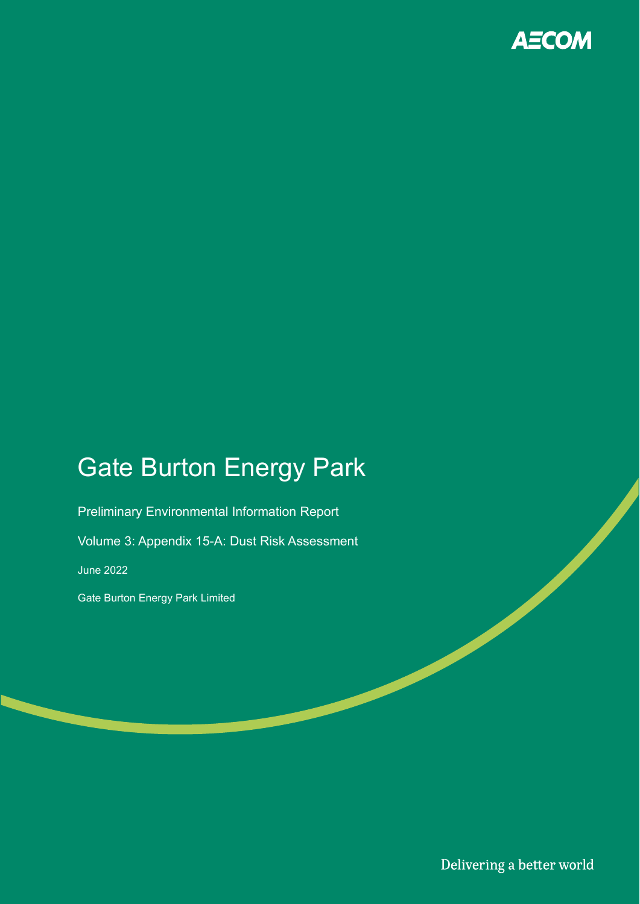AECOM

# Gate Burton Energy Park

Preliminary Environmental Information Report

Volume 3: Appendix 15-A: Dust Risk Assessment

June 2022

Gate Burton Energy Park Limited

Delivering a better world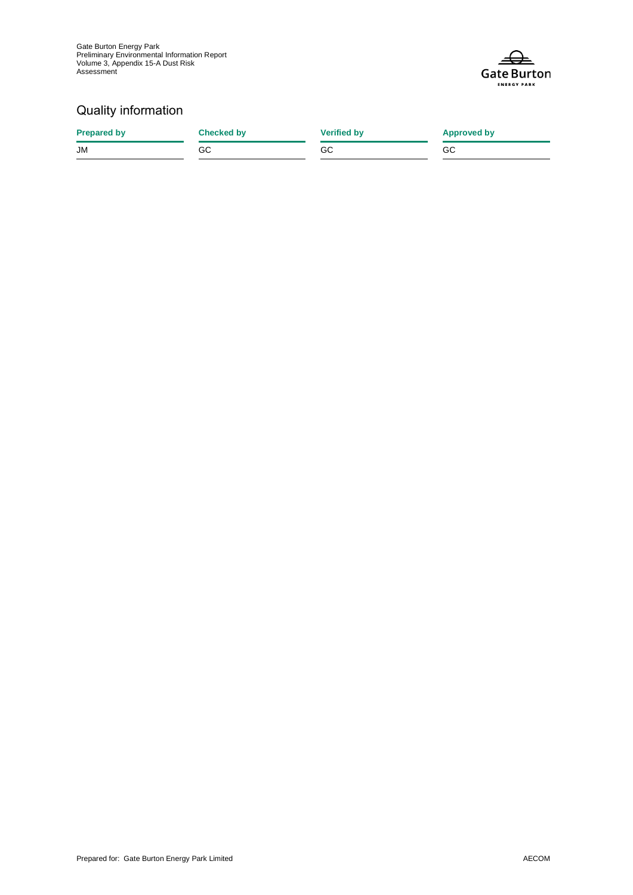## Quality information

| Prepared by | Checked by | Verified by | Approved by |
|---|---|---|---|
| JM | GC | GC | GC |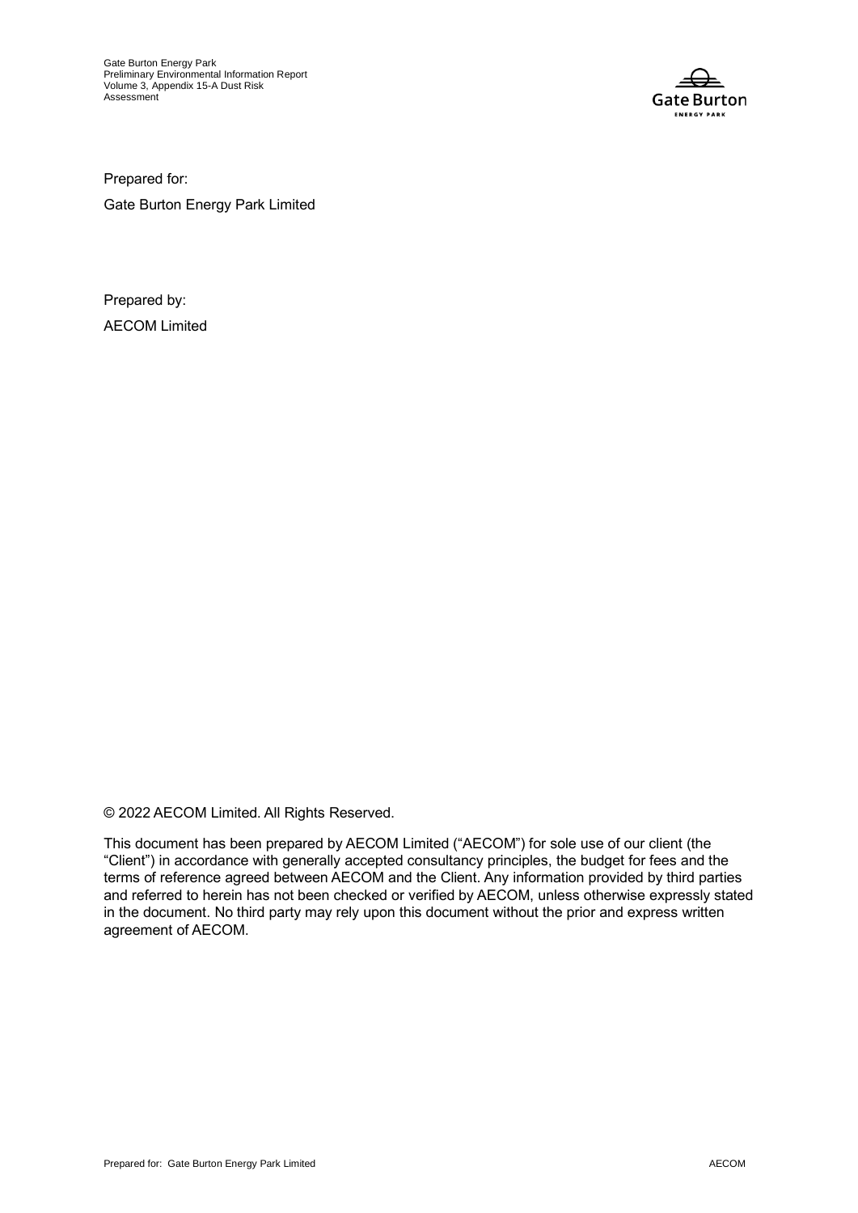Prepared for:

Gate Burton Energy Park Limited

Prepared by:

AECOM Limited

© 2022 AECOM Limited. All Rights Reserved.

This document has been prepared by AECOM Limited ("AECOM") for sole use of our client (the "Client") in accordance with generally accepted consultancy principles, the budget for fees and the terms of reference agreed between AECOM and the Client. Any information provided by third parties and referred to herein has not been checked or verified by AECOM, unless otherwise expressly stated in the document. No third party may rely upon this document without the prior and express written agreement of AECOM.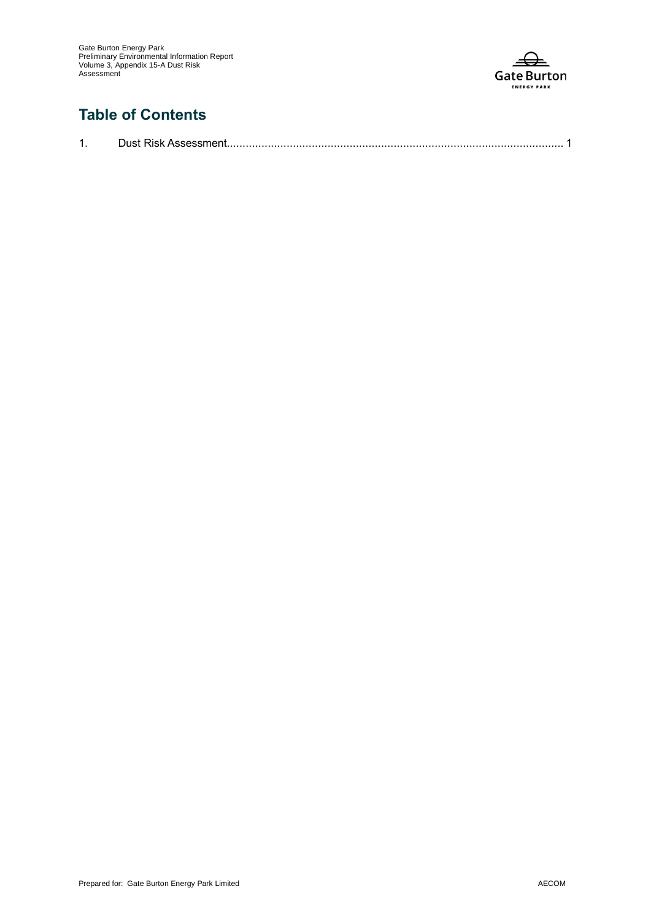## Table of Contents

1. Dust Risk Assessment........................................................................................................... 1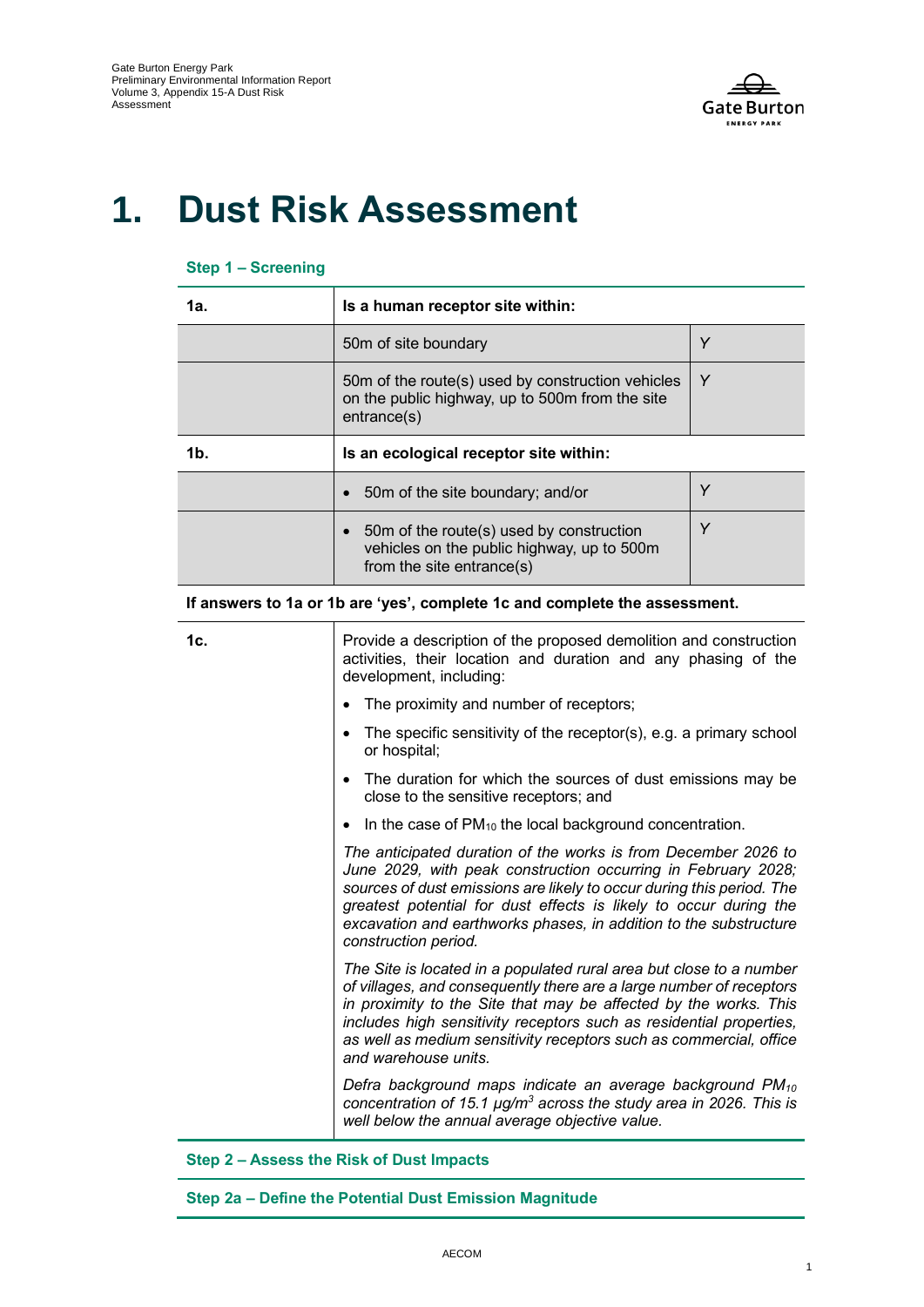# 1. Dust Risk Assessment

### Step 1 – Screening

| **1a.** | **Is a human receptor site within:** | |
|---|---|---|
| | 50m of site boundary | *Y* |
| | 50m of the route(s) used by construction vehicles on the public highway, up to 500m from the site entrance(s) | *Y* |
| **1b.** | **Is an ecological receptor site within:** | |
| | • 50m of the site boundary; and/or | *Y* |
| | • 50m of the route(s) used by construction vehicles on the public highway, up to 500m from the site entrance(s) | *Y* |

**If answers to 1a or 1b are 'yes', complete 1c and complete the assessment.**

| **1c.** | Provide a description of the proposed demolition and construction activities, their location and duration and any phasing of the development, including:<br>• The proximity and number of receptors;<br>• The specific sensitivity of the receptor(s), e.g. a primary school or hospital;<br>• The duration for which the sources of dust emissions may be close to the sensitive receptors; and<br>• In the case of $PM_{10}$ the local background concentration.<br><br>*The anticipated duration of the works is from December 2026 to June 2029, with peak construction occurring in February 2028; sources of dust emissions are likely to occur during this period. The greatest potential for dust effects is likely to occur during the excavation and earthworks phases, in addition to the substructure construction period.*<br><br>*The Site is located in a populated rural area but close to a number of villages, and consequently there are a large number of receptors in proximity to the Site that may be affected by the works. This includes high sensitivity receptors such as residential properties, as well as medium sensitivity receptors such as commercial, office and warehouse units.*<br><br>*Defra background maps indicate an average background $PM_{10}$ concentration of 15.1 $\mu g/m^3$ across the study area in 2026. This is well below the annual average objective value.* |
|---|---|

### Step 2 – Assess the Risk of Dust Impacts

### Step 2a – Define the Potential Dust Emission Magnitude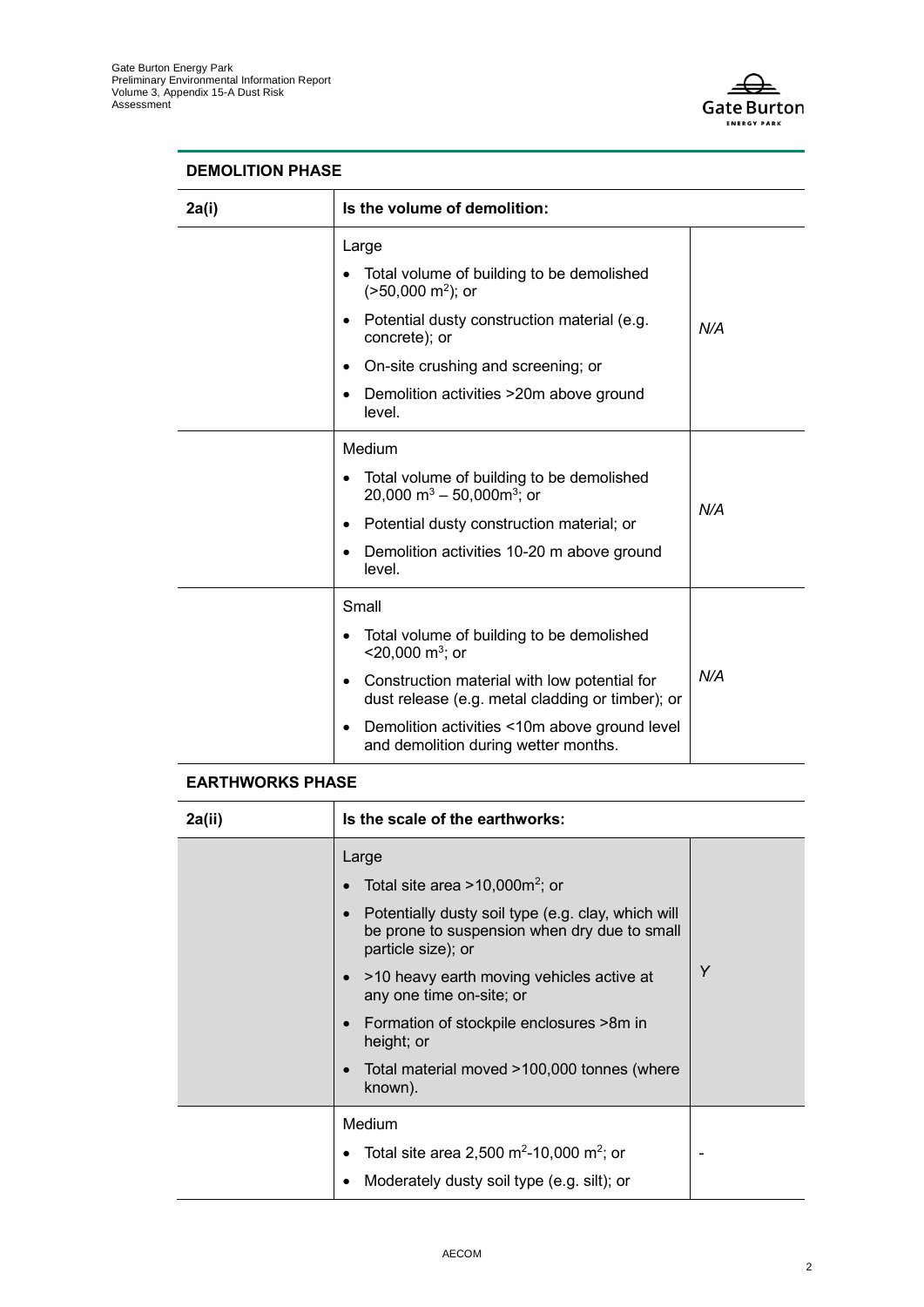**DEMOLITION PHASE**

| 2a(i) | Is the volume of demolition: | |
|---|---|---|
| | Large<br>• Total volume of building to be demolished (>50,000 $m^2$); or<br>• Potential dusty construction material (e.g. concrete); or<br>• On-site crushing and screening; or<br>• Demolition activities >20m above ground level. | *N/A* |
| | Medium<br>• Total volume of building to be demolished 20,000 $m^3$ – 50,000$m^3$; or<br>• Potential dusty construction material; or<br>• Demolition activities 10-20 m above ground level. | *N/A* |
| | Small<br>• Total volume of building to be demolished <20,000 $m^3$; or<br>• Construction material with low potential for dust release (e.g. metal cladding or timber); or<br>• Demolition activities <10m above ground level and demolition during wetter months. | *N/A* |

**EARTHWORKS PHASE**

| 2a(ii) | Is the scale of the earthworks: | |
|---|---|---|
| | Large<br>• Total site area >10,000$m^2$; or<br>• Potentially dusty soil type (e.g. clay, which will be prone to suspension when dry due to small particle size); or<br>• >10 heavy earth moving vehicles active at any one time on-site; or<br>• Formation of stockpile enclosures >8m in height; or<br>• Total material moved >100,000 tonnes (where known). | *Y* |
| | Medium<br>• Total site area 2,500 $m^2$-10,000 $m^2$; or<br>• Moderately dusty soil type (e.g. silt); or | - |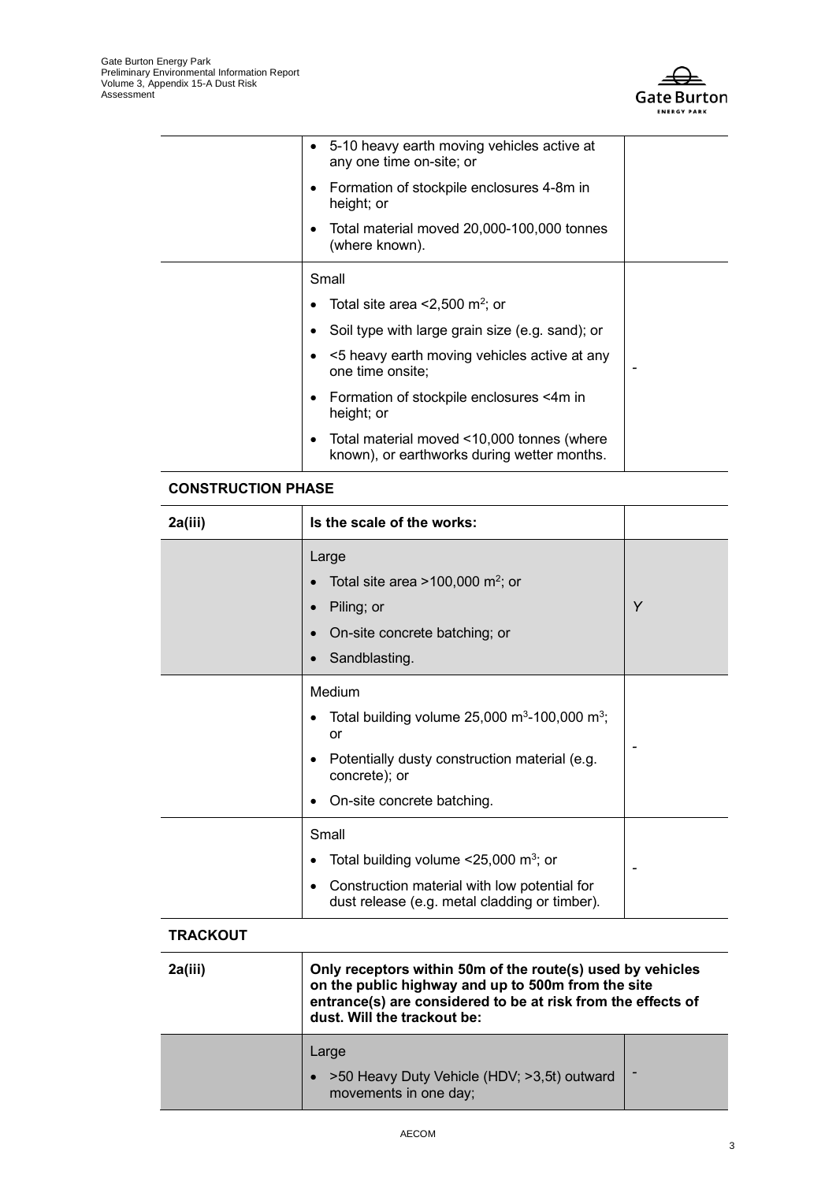|  |  |  |
|---|---|---|
|  | • 5-10 heavy earth moving vehicles active at any one time on-site; or<br>• Formation of stockpile enclosures 4-8m in height; or<br>• Total material moved 20,000-100,000 tonnes (where known). |  |
|  | Small<br>• Total site area <2,500 m$^2$; or<br>• Soil type with large grain size (e.g. sand); or<br>• <5 heavy earth moving vehicles active at any one time onsite;<br>• Formation of stockpile enclosures <4m in height; or<br>• Total material moved <10,000 tonnes (where known), or earthworks during wetter months. | - |

**CONSTRUCTION PHASE**

| 2a(iii) | Is the scale of the works: |  |
|---|---|---|
|  | Large<br>• Total site area >100,000 m$^2$; or<br>• Piling; or<br>• On-site concrete batching; or<br>• Sandblasting. | Y |
|  | Medium<br>• Total building volume 25,000 m$^3$-100,000 m$^3$; or<br>• Potentially dusty construction material (e.g. concrete); or<br>• On-site concrete batching. | - |
|  | Small<br>• Total building volume <25,000 m$^3$; or<br>• Construction material with low potential for dust release (e.g. metal cladding or timber). | - |

**TRACKOUT**

| 2a(iii) | Only receptors within 50m of the route(s) used by vehicles on the public highway and up to 500m from the site entrance(s) are considered to be at risk from the effects of dust. Will the trackout be: |  |
|---|---|---|
|  | Large<br>• >50 Heavy Duty Vehicle (HDV; >3,5t) outward movements in one day; | - |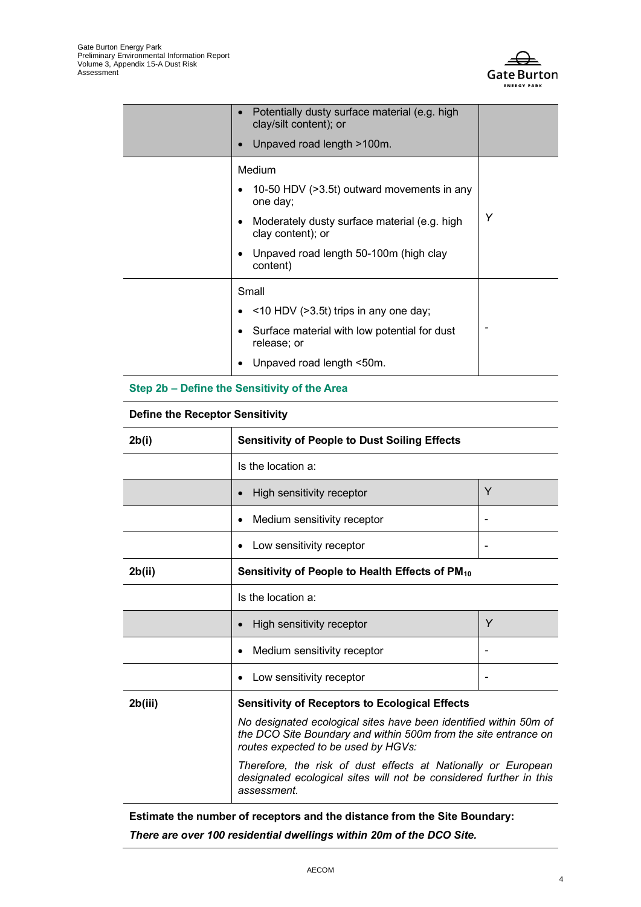| | • Potentially dusty surface material (e.g. high clay/silt content); or<br>• Unpaved road length >100m. | |
|---|---|---|
| | Medium<br>• 10-50 HDV (>3.5t) outward movements in any one day;<br>• Moderately dusty surface material (e.g. high clay content); or<br>• Unpaved road length 50-100m (high clay content) | *Y* |
| | Small<br>• <10 HDV (>3.5t) trips in any one day;<br>• Surface material with low potential for dust release; or<br>• Unpaved road length <50m. | - |

**Step 2b – Define the Sensitivity of the Area**

| **Define the Receptor Sensitivity** | | |
|---|---|---|
| **2b(i)** | **Sensitivity of People to Dust Soiling Effects** | |
| | Is the location a: | |
| | • High sensitivity receptor | Y |
| | • Medium sensitivity receptor | - |
| | • Low sensitivity receptor | - |
| **2b(ii)** | **Sensitivity of People to Health Effects of $PM_{10}$** | |
| | Is the location a: | |
| | • High sensitivity receptor | *Y* |
| | • Medium sensitivity receptor | - |
| | • Low sensitivity receptor | - |
| **2b(iii)** | **Sensitivity of Receptors to Ecological Effects**<br>*No designated ecological sites have been identified within 50m of the DCO Site Boundary and within 500m from the site entrance on routes expected to be used by HGVs:*<br>*Therefore, the risk of dust effects at Nationally or European designated ecological sites will not be considered further in this assessment.* | |

**Estimate the number of receptors and the distance from the Site Boundary:**

***There are over 100 residential dwellings within 20m of the DCO Site.***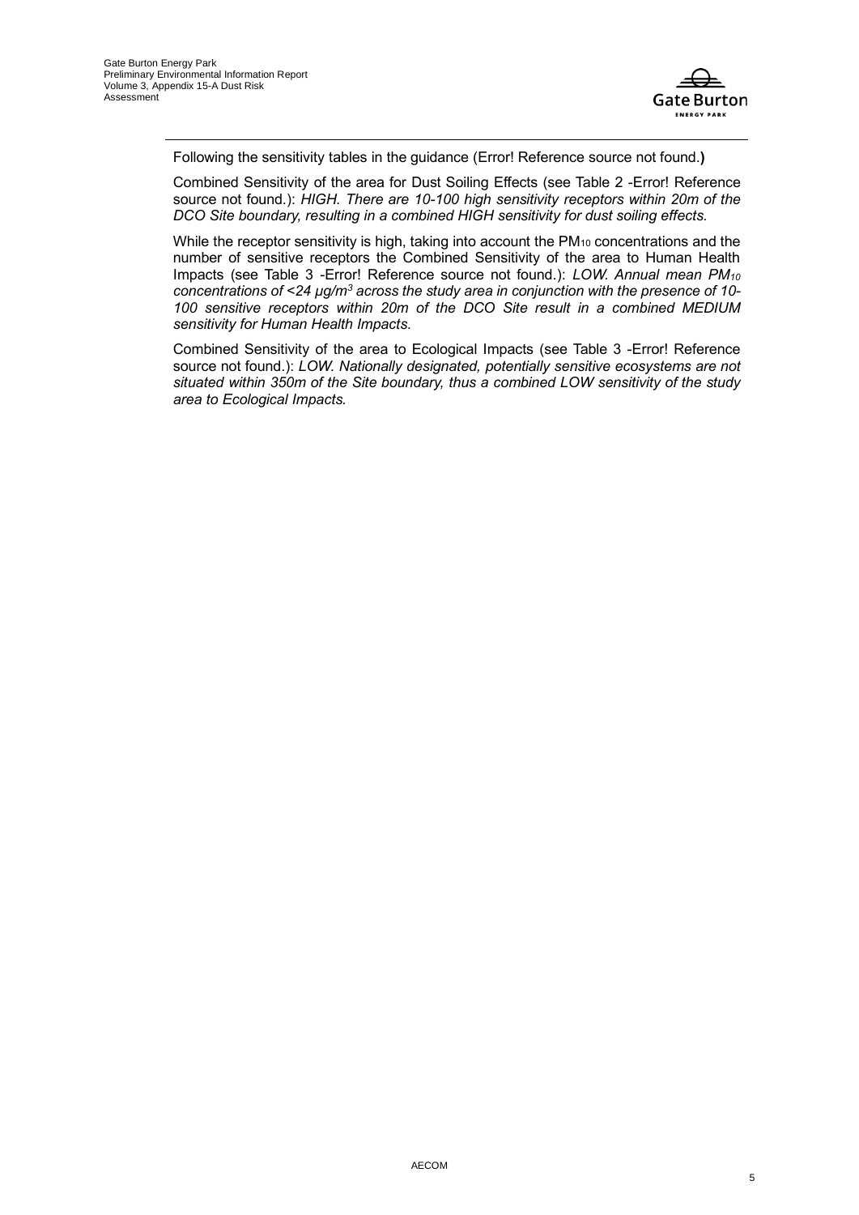Following the sensitivity tables in the guidance (Error! Reference source not found.**)**

Combined Sensitivity of the area for Dust Soiling Effects (see Table 2 -Error! Reference source not found.): *HIGH. There are 10-100 high sensitivity receptors within 20m of the DCO Site boundary, resulting in a combined HIGH sensitivity for dust soiling effects.*

While the receptor sensitivity is high, taking into account the $PM_{10}$ concentrations and the number of sensitive receptors the Combined Sensitivity of the area to Human Health Impacts (see Table 3 -Error! Reference source not found.): *LOW. Annual mean $PM_{10}$ concentrations of <24 µg/m$^3$ across the study area in conjunction with the presence of 10-100 sensitive receptors within 20m of the DCO Site result in a combined MEDIUM sensitivity for Human Health Impacts.*

Combined Sensitivity of the area to Ecological Impacts (see Table 3 -Error! Reference source not found.): *LOW. Nationally designated, potentially sensitive ecosystems are not situated within 350m of the Site boundary, thus a combined LOW sensitivity of the study area to Ecological Impacts.*